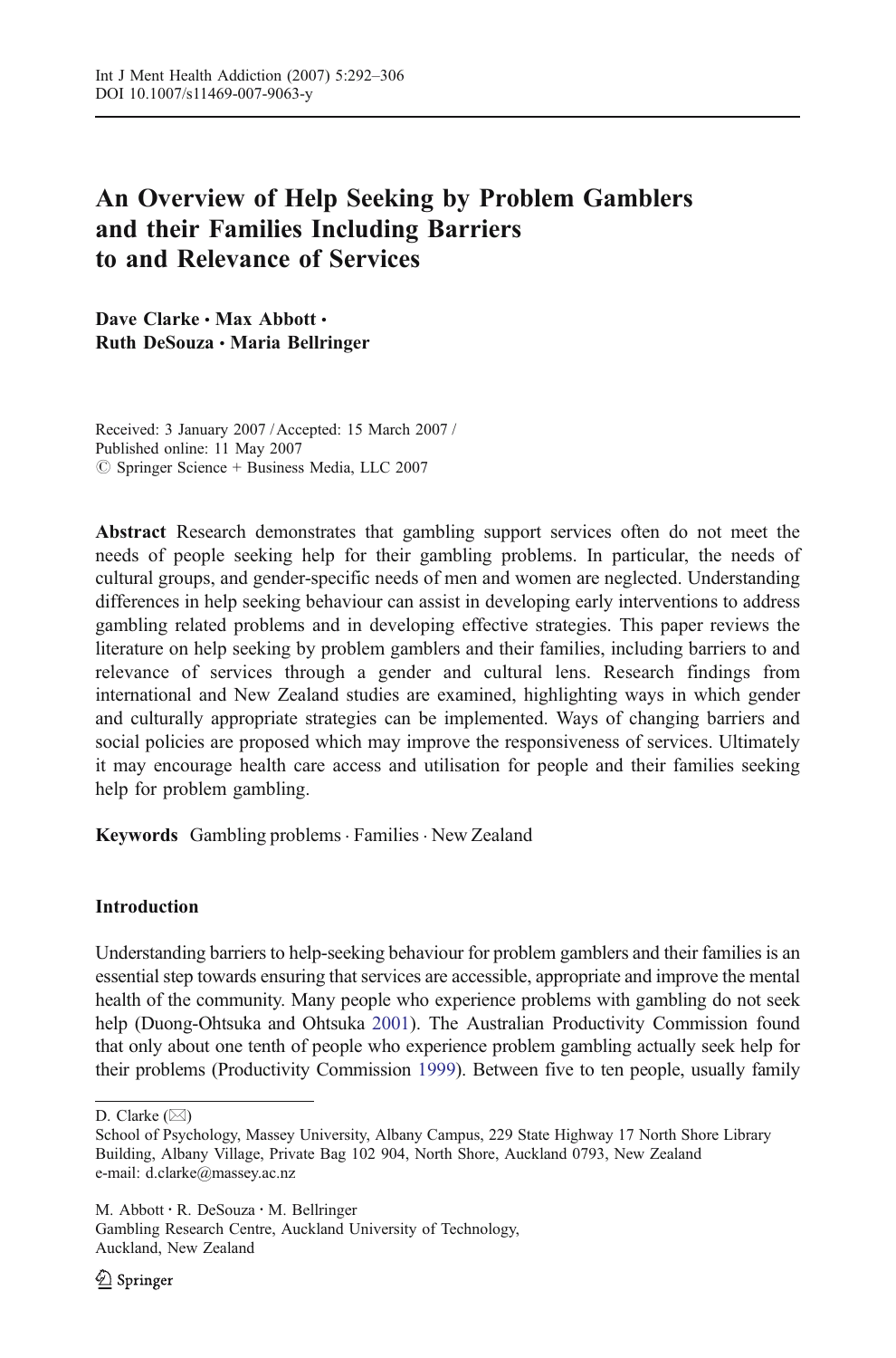# An Overview of Help Seeking by Problem Gamblers and their Families Including Barriers to and Relevance of Services

**Dave Clarke · Max Abbott · Ruth DeSouza · Maria Bellringer**

Received: 3 January 2007 / Accepted: 15 March 2007 /
Published online: 11 May 2007
© Springer Science + Business Media, LLC 2007

**Abstract** Research demonstrates that gambling support services often do not meet the needs of people seeking help for their gambling problems. In particular, the needs of cultural groups, and gender-specific needs of men and women are neglected. Understanding differences in help seeking behaviour can assist in developing early interventions to address gambling related problems and in developing effective strategies. This paper reviews the literature on help seeking by problem gamblers and their families, including barriers to and relevance of services through a gender and cultural lens. Research findings from international and New Zealand studies are examined, highlighting ways in which gender and culturally appropriate strategies can be implemented. Ways of changing barriers and social policies are proposed which may improve the responsiveness of services. Ultimately it may encourage health care access and utilisation for people and their families seeking help for problem gambling.

**Keywords** Gambling problems · Families · New Zealand

## Introduction

Understanding barriers to help-seeking behaviour for problem gamblers and their families is an essential step towards ensuring that services are accessible, appropriate and improve the mental health of the community. Many people who experience problems with gambling do not seek help (Duong-Ohtsuka and Ohtsuka 2001). The Australian Productivity Commission found that only about one tenth of people who experience problem gambling actually seek help for their problems (Productivity Commission 1999). Between five to ten people, usually family

---

D. Clarke (✉)
School of Psychology, Massey University, Albany Campus, 229 State Highway 17 North Shore Library Building, Albany Village, Private Bag 102 904, North Shore, Auckland 0793, New Zealand
e-mail: d.clarke@massey.ac.nz

M. Abbott · R. DeSouza · M. Bellringer
Gambling Research Centre, Auckland University of Technology, Auckland, New Zealand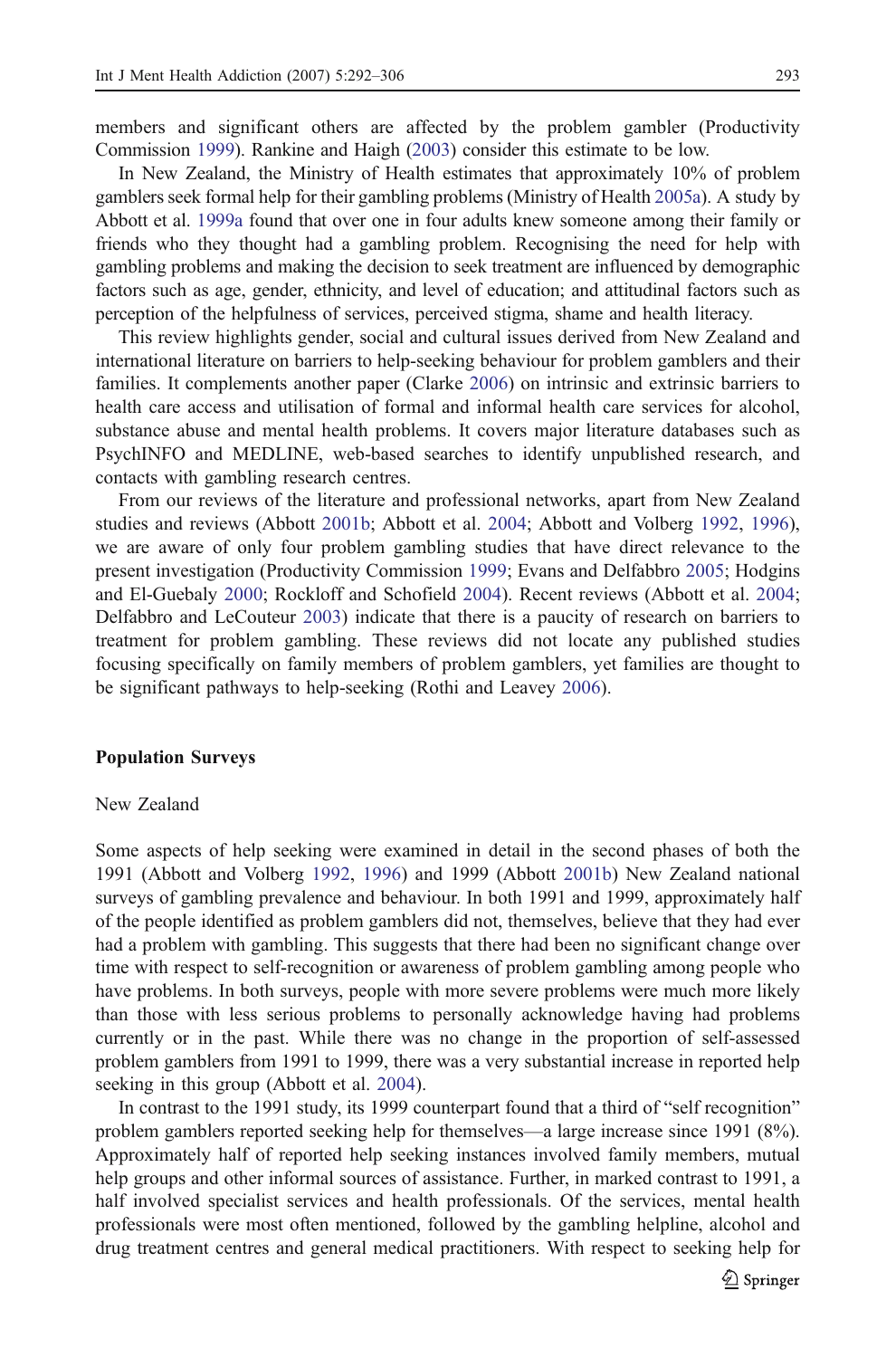members and significant others are affected by the problem gambler (Productivity Commission 1999). Rankine and Haigh (2003) consider this estimate to be low.

In New Zealand, the Ministry of Health estimates that approximately 10% of problem gamblers seek formal help for their gambling problems (Ministry of Health 2005a). A study by Abbott et al. 1999a found that over one in four adults knew someone among their family or friends who they thought had a gambling problem. Recognising the need for help with gambling problems and making the decision to seek treatment are influenced by demographic factors such as age, gender, ethnicity, and level of education; and attitudinal factors such as perception of the helpfulness of services, perceived stigma, shame and health literacy.

This review highlights gender, social and cultural issues derived from New Zealand and international literature on barriers to help-seeking behaviour for problem gamblers and their families. It complements another paper (Clarke 2006) on intrinsic and extrinsic barriers to health care access and utilisation of formal and informal health care services for alcohol, substance abuse and mental health problems. It covers major literature databases such as PsychINFO and MEDLINE, web-based searches to identify unpublished research, and contacts with gambling research centres.

From our reviews of the literature and professional networks, apart from New Zealand studies and reviews (Abbott 2001b; Abbott et al. 2004; Abbott and Volberg 1992, 1996), we are aware of only four problem gambling studies that have direct relevance to the present investigation (Productivity Commission 1999; Evans and Delfabbro 2005; Hodgins and El-Guebaly 2000; Rockloff and Schofield 2004). Recent reviews (Abbott et al. 2004; Delfabbro and LeCouteur 2003) indicate that there is a paucity of research on barriers to treatment for problem gambling. These reviews did not locate any published studies focusing specifically on family members of problem gamblers, yet families are thought to be significant pathways to help-seeking (Rothi and Leavey 2006).

## Population Surveys

### New Zealand

Some aspects of help seeking were examined in detail in the second phases of both the 1991 (Abbott and Volberg 1992, 1996) and 1999 (Abbott 2001b) New Zealand national surveys of gambling prevalence and behaviour. In both 1991 and 1999, approximately half of the people identified as problem gamblers did not, themselves, believe that they had ever had a problem with gambling. This suggests that there had been no significant change over time with respect to self-recognition or awareness of problem gambling among people who have problems. In both surveys, people with more severe problems were much more likely than those with less serious problems to personally acknowledge having had problems currently or in the past. While there was no change in the proportion of self-assessed problem gamblers from 1991 to 1999, there was a very substantial increase in reported help seeking in this group (Abbott et al. 2004).

In contrast to the 1991 study, its 1999 counterpart found that a third of "self recognition" problem gamblers reported seeking help for themselves—a large increase since 1991 (8%). Approximately half of reported help seeking instances involved family members, mutual help groups and other informal sources of assistance. Further, in marked contrast to 1991, a half involved specialist services and health professionals. Of the services, mental health professionals were most often mentioned, followed by the gambling helpline, alcohol and drug treatment centres and general medical practitioners. With respect to seeking help for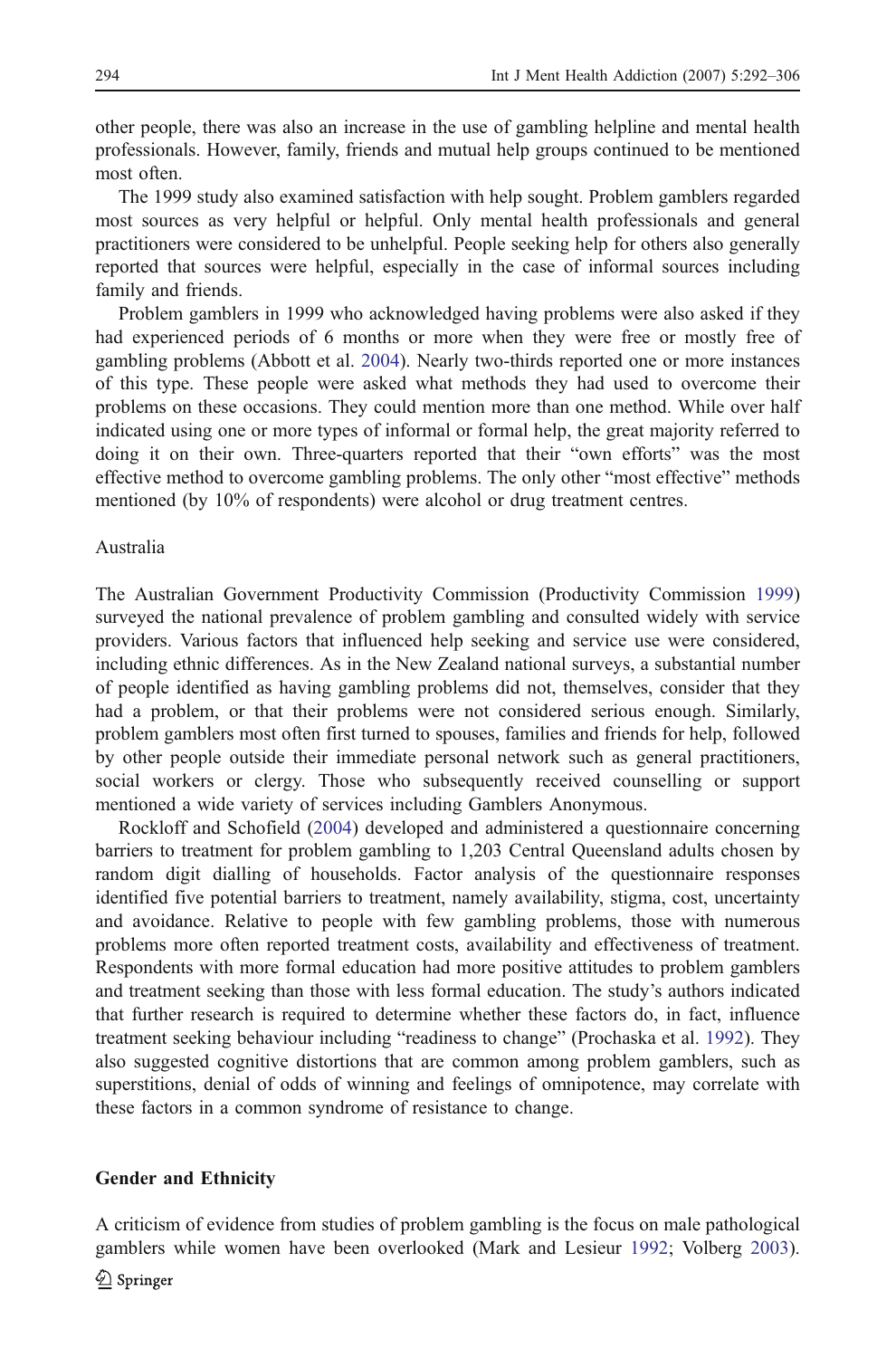other people, there was also an increase in the use of gambling helpline and mental health professionals. However, family, friends and mutual help groups continued to be mentioned most often.

The 1999 study also examined satisfaction with help sought. Problem gamblers regarded most sources as very helpful or helpful. Only mental health professionals and general practitioners were considered to be unhelpful. People seeking help for others also generally reported that sources were helpful, especially in the case of informal sources including family and friends.

Problem gamblers in 1999 who acknowledged having problems were also asked if they had experienced periods of 6 months or more when they were free or mostly free of gambling problems (Abbott et al. 2004). Nearly two-thirds reported one or more instances of this type. These people were asked what methods they had used to overcome their problems on these occasions. They could mention more than one method. While over half indicated using one or more types of informal or formal help, the great majority referred to doing it on their own. Three-quarters reported that their "own efforts" was the most effective method to overcome gambling problems. The only other "most effective" methods mentioned (by 10% of respondents) were alcohol or drug treatment centres.

### Australia

The Australian Government Productivity Commission (Productivity Commission 1999) surveyed the national prevalence of problem gambling and consulted widely with service providers. Various factors that influenced help seeking and service use were considered, including ethnic differences. As in the New Zealand national surveys, a substantial number of people identified as having gambling problems did not, themselves, consider that they had a problem, or that their problems were not considered serious enough. Similarly, problem gamblers most often first turned to spouses, families and friends for help, followed by other people outside their immediate personal network such as general practitioners, social workers or clergy. Those who subsequently received counselling or support mentioned a wide variety of services including Gamblers Anonymous.

Rockloff and Schofield (2004) developed and administered a questionnaire concerning barriers to treatment for problem gambling to 1,203 Central Queensland adults chosen by random digit dialling of households. Factor analysis of the questionnaire responses identified five potential barriers to treatment, namely availability, stigma, cost, uncertainty and avoidance. Relative to people with few gambling problems, those with numerous problems more often reported treatment costs, availability and effectiveness of treatment. Respondents with more formal education had more positive attitudes to problem gamblers and treatment seeking than those with less formal education. The study's authors indicated that further research is required to determine whether these factors do, in fact, influence treatment seeking behaviour including "readiness to change" (Prochaska et al. 1992). They also suggested cognitive distortions that are common among problem gamblers, such as superstitions, denial of odds of winning and feelings of omnipotence, may correlate with these factors in a common syndrome of resistance to change.

## Gender and Ethnicity

A criticism of evidence from studies of problem gambling is the focus on male pathological gamblers while women have been overlooked (Mark and Lesieur 1992; Volberg 2003).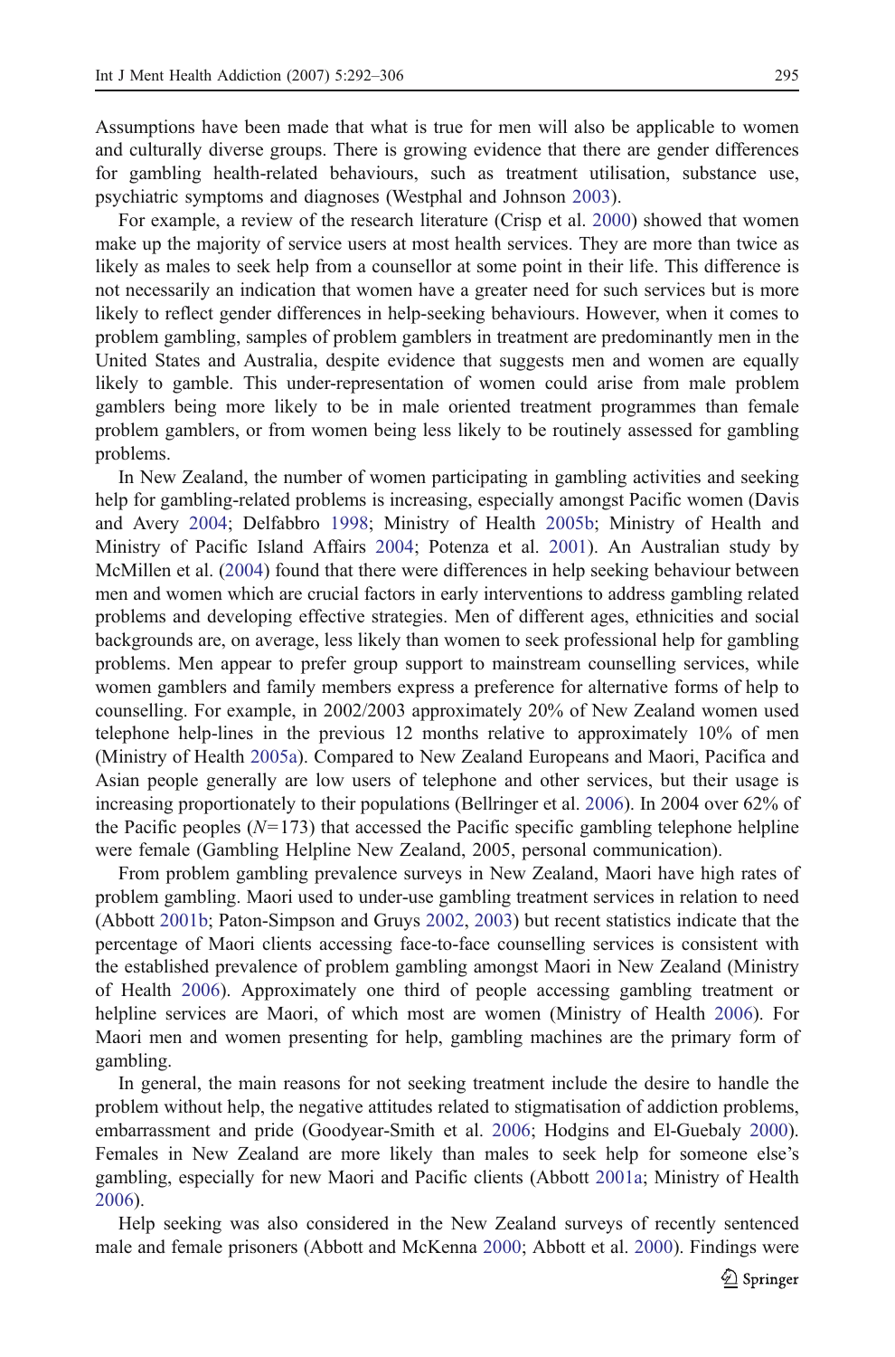Assumptions have been made that what is true for men will also be applicable to women and culturally diverse groups. There is growing evidence that there are gender differences for gambling health-related behaviours, such as treatment utilisation, substance use, psychiatric symptoms and diagnoses (Westphal and Johnson 2003).

For example, a review of the research literature (Crisp et al. 2000) showed that women make up the majority of service users at most health services. They are more than twice as likely as males to seek help from a counsellor at some point in their life. This difference is not necessarily an indication that women have a greater need for such services but is more likely to reflect gender differences in help-seeking behaviours. However, when it comes to problem gambling, samples of problem gamblers in treatment are predominantly men in the United States and Australia, despite evidence that suggests men and women are equally likely to gamble. This under-representation of women could arise from male problem gamblers being more likely to be in male oriented treatment programmes than female problem gamblers, or from women being less likely to be routinely assessed for gambling problems.

In New Zealand, the number of women participating in gambling activities and seeking help for gambling-related problems is increasing, especially amongst Pacific women (Davis and Avery 2004; Delfabbro 1998; Ministry of Health 2005b; Ministry of Health and Ministry of Pacific Island Affairs 2004; Potenza et al. 2001). An Australian study by McMillen et al. (2004) found that there were differences in help seeking behaviour between men and women which are crucial factors in early interventions to address gambling related problems and developing effective strategies. Men of different ages, ethnicities and social backgrounds are, on average, less likely than women to seek professional help for gambling problems. Men appear to prefer group support to mainstream counselling services, while women gamblers and family members express a preference for alternative forms of help to counselling. For example, in 2002/2003 approximately 20% of New Zealand women used telephone help-lines in the previous 12 months relative to approximately 10% of men (Ministry of Health 2005a). Compared to New Zealand Europeans and Maori, Pacifica and Asian people generally are low users of telephone and other services, but their usage is increasing proportionately to their populations (Bellringer et al. 2006). In 2004 over 62% of the Pacific peoples ($N=173$) that accessed the Pacific specific gambling telephone helpline were female (Gambling Helpline New Zealand, 2005, personal communication).

From problem gambling prevalence surveys in New Zealand, Maori have high rates of problem gambling. Maori used to under-use gambling treatment services in relation to need (Abbott 2001b; Paton-Simpson and Gruys 2002, 2003) but recent statistics indicate that the percentage of Maori clients accessing face-to-face counselling services is consistent with the established prevalence of problem gambling amongst Maori in New Zealand (Ministry of Health 2006). Approximately one third of people accessing gambling treatment or helpline services are Maori, of which most are women (Ministry of Health 2006). For Maori men and women presenting for help, gambling machines are the primary form of gambling.

In general, the main reasons for not seeking treatment include the desire to handle the problem without help, the negative attitudes related to stigmatisation of addiction problems, embarrassment and pride (Goodyear-Smith et al. 2006; Hodgins and El-Guebaly 2000). Females in New Zealand are more likely than males to seek help for someone else's gambling, especially for new Maori and Pacific clients (Abbott 2001a; Ministry of Health 2006).

Help seeking was also considered in the New Zealand surveys of recently sentenced male and female prisoners (Abbott and McKenna 2000; Abbott et al. 2000). Findings were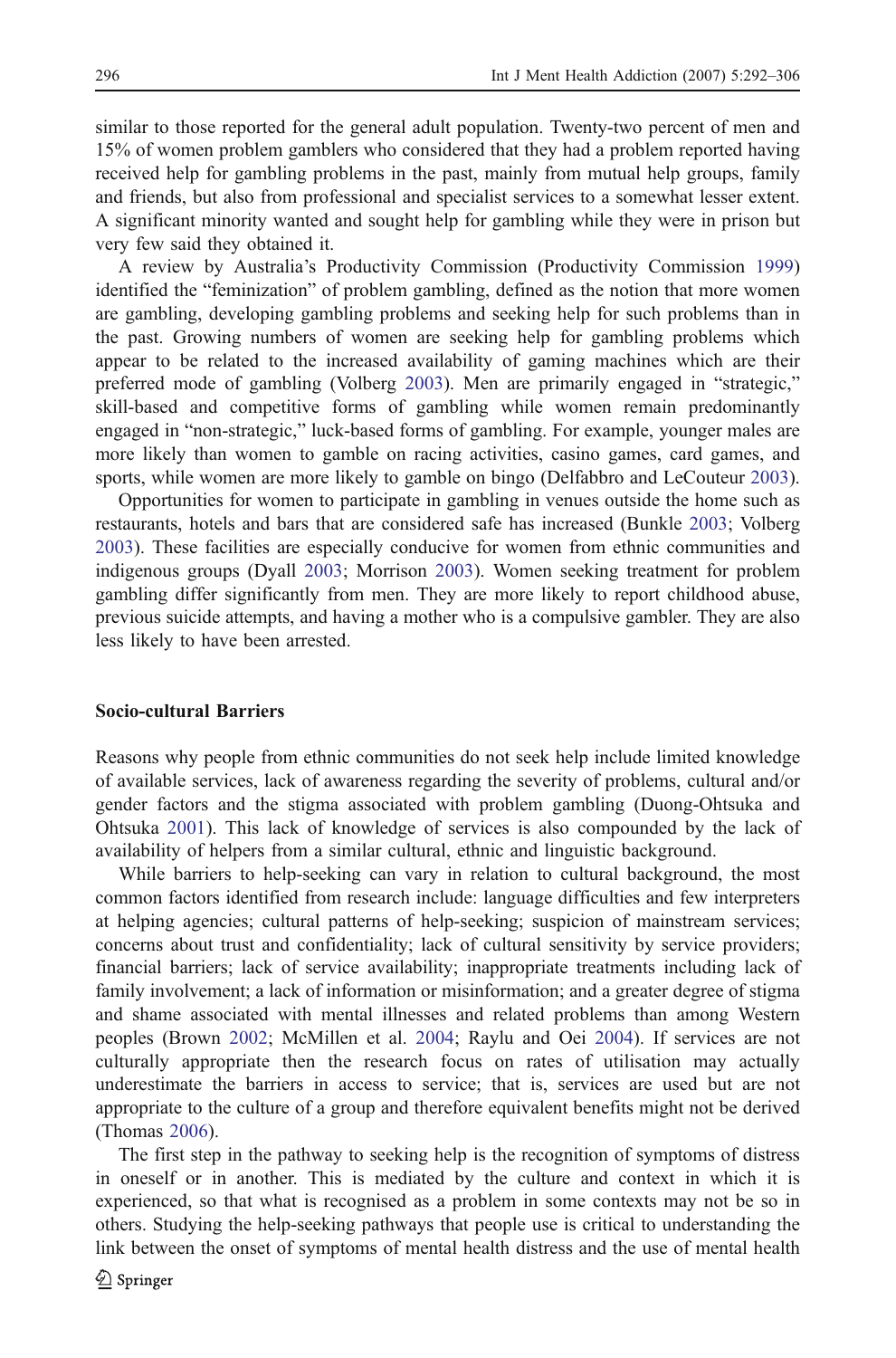similar to those reported for the general adult population. Twenty-two percent of men and 15% of women problem gamblers who considered that they had a problem reported having received help for gambling problems in the past, mainly from mutual help groups, family and friends, but also from professional and specialist services to a somewhat lesser extent. A significant minority wanted and sought help for gambling while they were in prison but very few said they obtained it.

A review by Australia's Productivity Commission (Productivity Commission 1999) identified the "feminization" of problem gambling, defined as the notion that more women are gambling, developing gambling problems and seeking help for such problems than in the past. Growing numbers of women are seeking help for gambling problems which appear to be related to the increased availability of gaming machines which are their preferred mode of gambling (Volberg 2003). Men are primarily engaged in "strategic," skill-based and competitive forms of gambling while women remain predominantly engaged in "non-strategic," luck-based forms of gambling. For example, younger males are more likely than women to gamble on racing activities, casino games, card games, and sports, while women are more likely to gamble on bingo (Delfabbro and LeCouteur 2003).

Opportunities for women to participate in gambling in venues outside the home such as restaurants, hotels and bars that are considered safe has increased (Bunkle 2003; Volberg 2003). These facilities are especially conducive for women from ethnic communities and indigenous groups (Dyall 2003; Morrison 2003). Women seeking treatment for problem gambling differ significantly from men. They are more likely to report childhood abuse, previous suicide attempts, and having a mother who is a compulsive gambler. They are also less likely to have been arrested.

## Socio-cultural Barriers

Reasons why people from ethnic communities do not seek help include limited knowledge of available services, lack of awareness regarding the severity of problems, cultural and/or gender factors and the stigma associated with problem gambling (Duong-Ohtsuka and Ohtsuka 2001). This lack of knowledge of services is also compounded by the lack of availability of helpers from a similar cultural, ethnic and linguistic background.

While barriers to help-seeking can vary in relation to cultural background, the most common factors identified from research include: language difficulties and few interpreters at helping agencies; cultural patterns of help-seeking; suspicion of mainstream services; concerns about trust and confidentiality; lack of cultural sensitivity by service providers; financial barriers; lack of service availability; inappropriate treatments including lack of family involvement; a lack of information or misinformation; and a greater degree of stigma and shame associated with mental illnesses and related problems than among Western peoples (Brown 2002; McMillen et al. 2004; Raylu and Oei 2004). If services are not culturally appropriate then the research focus on rates of utilisation may actually underestimate the barriers in access to service; that is, services are used but are not appropriate to the culture of a group and therefore equivalent benefits might not be derived (Thomas 2006).

The first step in the pathway to seeking help is the recognition of symptoms of distress in oneself or in another. This is mediated by the culture and context in which it is experienced, so that what is recognised as a problem in some contexts may not be so in others. Studying the help-seeking pathways that people use is critical to understanding the link between the onset of symptoms of mental health distress and the use of mental health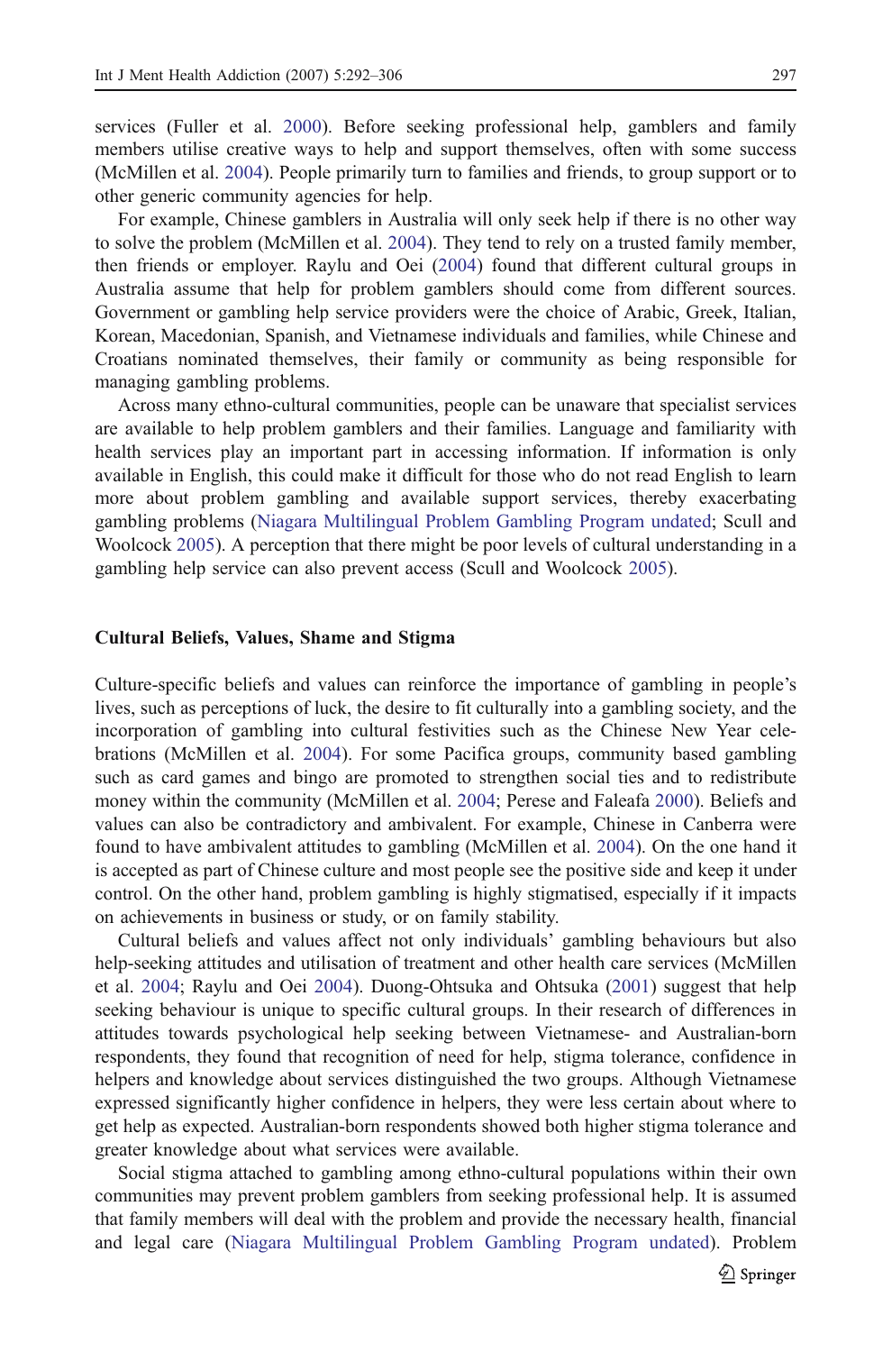services (Fuller et al. 2000). Before seeking professional help, gamblers and family members utilise creative ways to help and support themselves, often with some success (McMillen et al. 2004). People primarily turn to families and friends, to group support or to other generic community agencies for help.

For example, Chinese gamblers in Australia will only seek help if there is no other way to solve the problem (McMillen et al. 2004). They tend to rely on a trusted family member, then friends or employer. Raylu and Oei (2004) found that different cultural groups in Australia assume that help for problem gamblers should come from different sources. Government or gambling help service providers were the choice of Arabic, Greek, Italian, Korean, Macedonian, Spanish, and Vietnamese individuals and families, while Chinese and Croatians nominated themselves, their family or community as being responsible for managing gambling problems.

Across many ethno-cultural communities, people can be unaware that specialist services are available to help problem gamblers and their families. Language and familiarity with health services play an important part in accessing information. If information is only available in English, this could make it difficult for those who do not read English to learn more about problem gambling and available support services, thereby exacerbating gambling problems (Niagara Multilingual Problem Gambling Program undated; Scull and Woolcock 2005). A perception that there might be poor levels of cultural understanding in a gambling help service can also prevent access (Scull and Woolcock 2005).

## Cultural Beliefs, Values, Shame and Stigma

Culture-specific beliefs and values can reinforce the importance of gambling in people's lives, such as perceptions of luck, the desire to fit culturally into a gambling society, and the incorporation of gambling into cultural festivities such as the Chinese New Year celebrations (McMillen et al. 2004). For some Pacifica groups, community based gambling such as card games and bingo are promoted to strengthen social ties and to redistribute money within the community (McMillen et al. 2004; Perese and Faleafa 2000). Beliefs and values can also be contradictory and ambivalent. For example, Chinese in Canberra were found to have ambivalent attitudes to gambling (McMillen et al. 2004). On the one hand it is accepted as part of Chinese culture and most people see the positive side and keep it under control. On the other hand, problem gambling is highly stigmatised, especially if it impacts on achievements in business or study, or on family stability.

Cultural beliefs and values affect not only individuals' gambling behaviours but also help-seeking attitudes and utilisation of treatment and other health care services (McMillen et al. 2004; Raylu and Oei 2004). Duong-Ohtsuka and Ohtsuka (2001) suggest that help seeking behaviour is unique to specific cultural groups. In their research of differences in attitudes towards psychological help seeking between Vietnamese- and Australian-born respondents, they found that recognition of need for help, stigma tolerance, confidence in helpers and knowledge about services distinguished the two groups. Although Vietnamese expressed significantly higher confidence in helpers, they were less certain about where to get help as expected. Australian-born respondents showed both higher stigma tolerance and greater knowledge about what services were available.

Social stigma attached to gambling among ethno-cultural populations within their own communities may prevent problem gamblers from seeking professional help. It is assumed that family members will deal with the problem and provide the necessary health, financial and legal care (Niagara Multilingual Problem Gambling Program undated). Problem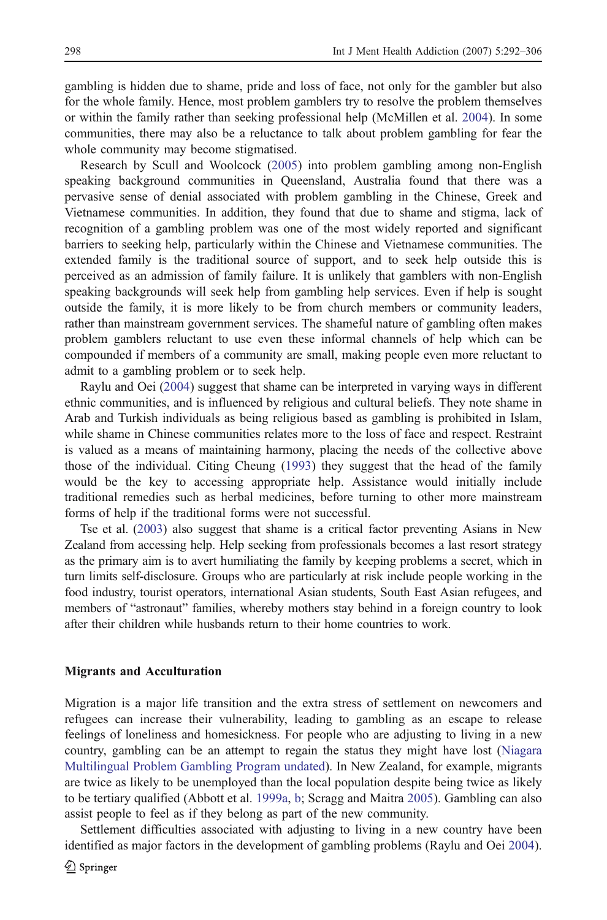gambling is hidden due to shame, pride and loss of face, not only for the gambler but also for the whole family. Hence, most problem gamblers try to resolve the problem themselves or within the family rather than seeking professional help (McMillen et al. 2004). In some communities, there may also be a reluctance to talk about problem gambling for fear the whole community may become stigmatised.

Research by Scull and Woolcock (2005) into problem gambling among non-English speaking background communities in Queensland, Australia found that there was a pervasive sense of denial associated with problem gambling in the Chinese, Greek and Vietnamese communities. In addition, they found that due to shame and stigma, lack of recognition of a gambling problem was one of the most widely reported and significant barriers to seeking help, particularly within the Chinese and Vietnamese communities. The extended family is the traditional source of support, and to seek help outside this is perceived as an admission of family failure. It is unlikely that gamblers with non-English speaking backgrounds will seek help from gambling help services. Even if help is sought outside the family, it is more likely to be from church members or community leaders, rather than mainstream government services. The shameful nature of gambling often makes problem gamblers reluctant to use even these informal channels of help which can be compounded if members of a community are small, making people even more reluctant to admit to a gambling problem or to seek help.

Raylu and Oei (2004) suggest that shame can be interpreted in varying ways in different ethnic communities, and is influenced by religious and cultural beliefs. They note shame in Arab and Turkish individuals as being religious based as gambling is prohibited in Islam, while shame in Chinese communities relates more to the loss of face and respect. Restraint is valued as a means of maintaining harmony, placing the needs of the collective above those of the individual. Citing Cheung (1993) they suggest that the head of the family would be the key to accessing appropriate help. Assistance would initially include traditional remedies such as herbal medicines, before turning to other more mainstream forms of help if the traditional forms were not successful.

Tse et al. (2003) also suggest that shame is a critical factor preventing Asians in New Zealand from accessing help. Help seeking from professionals becomes a last resort strategy as the primary aim is to avert humiliating the family by keeping problems a secret, which in turn limits self-disclosure. Groups who are particularly at risk include people working in the food industry, tourist operators, international Asian students, South East Asian refugees, and members of "astronaut" families, whereby mothers stay behind in a foreign country to look after their children while husbands return to their home countries to work.

## Migrants and Acculturation

Migration is a major life transition and the extra stress of settlement on newcomers and refugees can increase their vulnerability, leading to gambling as an escape to release feelings of loneliness and homesickness. For people who are adjusting to living in a new country, gambling can be an attempt to regain the status they might have lost (Niagara Multilingual Problem Gambling Program undated). In New Zealand, for example, migrants are twice as likely to be unemployed than the local population despite being twice as likely to be tertiary qualified (Abbott et al. 1999a, b; Scragg and Maitra 2005). Gambling can also assist people to feel as if they belong as part of the new community.

Settlement difficulties associated with adjusting to living in a new country have been identified as major factors in the development of gambling problems (Raylu and Oei 2004).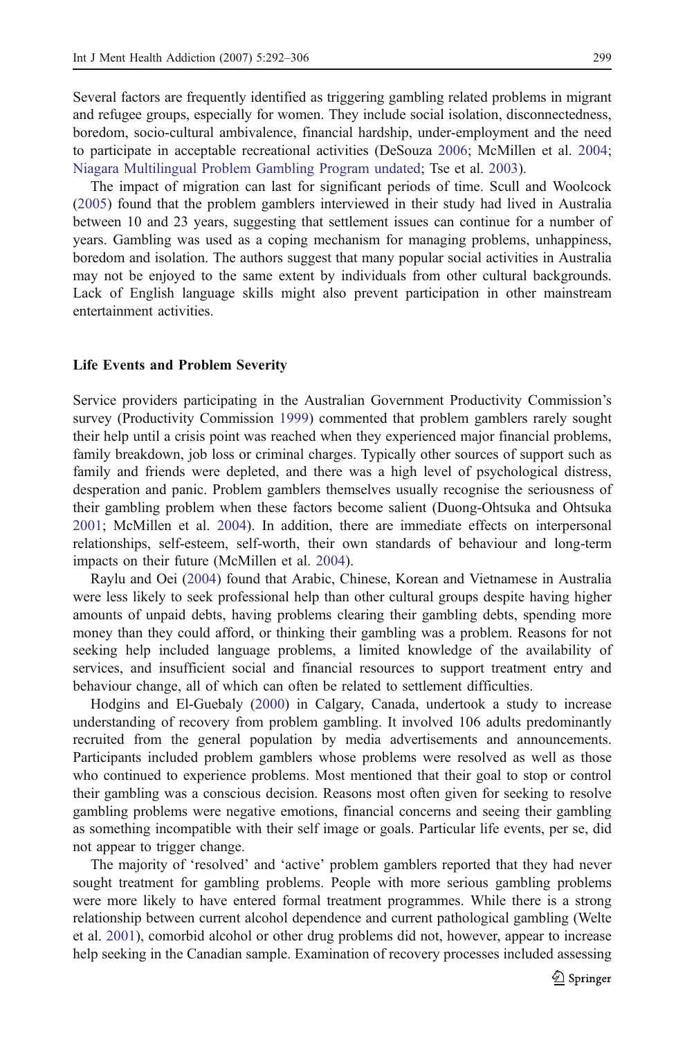Several factors are frequently identified as triggering gambling related problems in migrant and refugee groups, especially for women. They include social isolation, disconnectedness, boredom, socio-cultural ambivalence, financial hardship, under-employment and the need to participate in acceptable recreational activities (DeSouza 2006; McMillen et al. 2004; Niagara Multilingual Problem Gambling Program undated; Tse et al. 2003).

The impact of migration can last for significant periods of time. Scull and Woolcock (2005) found that the problem gamblers interviewed in their study had lived in Australia between 10 and 23 years, suggesting that settlement issues can continue for a number of years. Gambling was used as a coping mechanism for managing problems, unhappiness, boredom and isolation. The authors suggest that many popular social activities in Australia may not be enjoyed to the same extent by individuals from other cultural backgrounds. Lack of English language skills might also prevent participation in other mainstream entertainment activities.

### Life Events and Problem Severity

Service providers participating in the Australian Government Productivity Commission's survey (Productivity Commission 1999) commented that problem gamblers rarely sought their help until a crisis point was reached when they experienced major financial problems, family breakdown, job loss or criminal charges. Typically other sources of support such as family and friends were depleted, and there was a high level of psychological distress, desperation and panic. Problem gamblers themselves usually recognise the seriousness of their gambling problem when these factors become salient (Duong-Ohtsuka and Ohtsuka 2001; McMillen et al. 2004). In addition, there are immediate effects on interpersonal relationships, self-esteem, self-worth, their own standards of behaviour and long-term impacts on their future (McMillen et al. 2004).

Raylu and Oei (2004) found that Arabic, Chinese, Korean and Vietnamese in Australia were less likely to seek professional help than other cultural groups despite having higher amounts of unpaid debts, having problems clearing their gambling debts, spending more money than they could afford, or thinking their gambling was a problem. Reasons for not seeking help included language problems, a limited knowledge of the availability of services, and insufficient social and financial resources to support treatment entry and behaviour change, all of which can often be related to settlement difficulties.

Hodgins and El-Guebaly (2000) in Calgary, Canada, undertook a study to increase understanding of recovery from problem gambling. It involved 106 adults predominantly recruited from the general population by media advertisements and announcements. Participants included problem gamblers whose problems were resolved as well as those who continued to experience problems. Most mentioned that their goal to stop or control their gambling was a conscious decision. Reasons most often given for seeking to resolve gambling problems were negative emotions, financial concerns and seeing their gambling as something incompatible with their self image or goals. Particular life events, per se, did not appear to trigger change.

The majority of 'resolved' and 'active' problem gamblers reported that they had never sought treatment for gambling problems. People with more serious gambling problems were more likely to have entered formal treatment programmes. While there is a strong relationship between current alcohol dependence and current pathological gambling (Welte et al. 2001), comorbid alcohol or other drug problems did not, however, appear to increase help seeking in the Canadian sample. Examination of recovery processes included assessing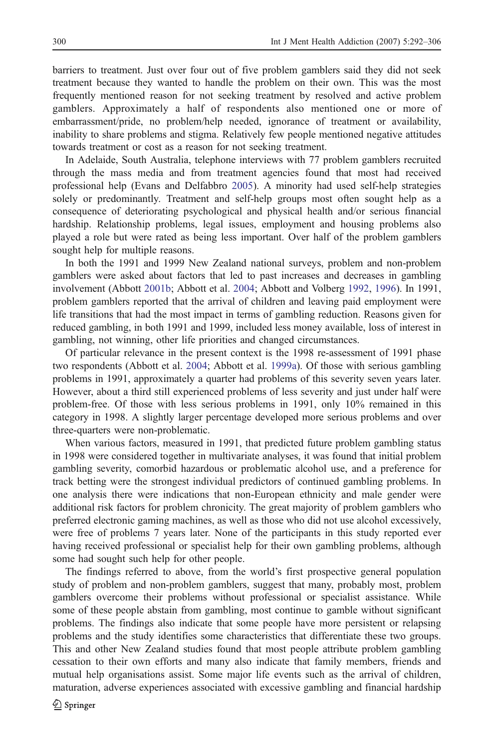barriers to treatment. Just over four out of five problem gamblers said they did not seek treatment because they wanted to handle the problem on their own. This was the most frequently mentioned reason for not seeking treatment by resolved and active problem gamblers. Approximately a half of respondents also mentioned one or more of embarrassment/pride, no problem/help needed, ignorance of treatment or availability, inability to share problems and stigma. Relatively few people mentioned negative attitudes towards treatment or cost as a reason for not seeking treatment.

In Adelaide, South Australia, telephone interviews with 77 problem gamblers recruited through the mass media and from treatment agencies found that most had received professional help (Evans and Delfabbro 2005). A minority had used self-help strategies solely or predominantly. Treatment and self-help groups most often sought help as a consequence of deteriorating psychological and physical health and/or serious financial hardship. Relationship problems, legal issues, employment and housing problems also played a role but were rated as being less important. Over half of the problem gamblers sought help for multiple reasons.

In both the 1991 and 1999 New Zealand national surveys, problem and non-problem gamblers were asked about factors that led to past increases and decreases in gambling involvement (Abbott 2001b; Abbott et al. 2004; Abbott and Volberg 1992, 1996). In 1991, problem gamblers reported that the arrival of children and leaving paid employment were life transitions that had the most impact in terms of gambling reduction. Reasons given for reduced gambling, in both 1991 and 1999, included less money available, loss of interest in gambling, not winning, other life priorities and changed circumstances.

Of particular relevance in the present context is the 1998 re-assessment of 1991 phase two respondents (Abbott et al. 2004; Abbott et al. 1999a). Of those with serious gambling problems in 1991, approximately a quarter had problems of this severity seven years later. However, about a third still experienced problems of less severity and just under half were problem-free. Of those with less serious problems in 1991, only 10% remained in this category in 1998. A slightly larger percentage developed more serious problems and over three-quarters were non-problematic.

When various factors, measured in 1991, that predicted future problem gambling status in 1998 were considered together in multivariate analyses, it was found that initial problem gambling severity, comorbid hazardous or problematic alcohol use, and a preference for track betting were the strongest individual predictors of continued gambling problems. In one analysis there were indications that non-European ethnicity and male gender were additional risk factors for problem chronicity. The great majority of problem gamblers who preferred electronic gaming machines, as well as those who did not use alcohol excessively, were free of problems 7 years later. None of the participants in this study reported ever having received professional or specialist help for their own gambling problems, although some had sought such help for other people.

The findings referred to above, from the world's first prospective general population study of problem and non-problem gamblers, suggest that many, probably most, problem gamblers overcome their problems without professional or specialist assistance. While some of these people abstain from gambling, most continue to gamble without significant problems. The findings also indicate that some people have more persistent or relapsing problems and the study identifies some characteristics that differentiate these two groups. This and other New Zealand studies found that most people attribute problem gambling cessation to their own efforts and many also indicate that family members, friends and mutual help organisations assist. Some major life events such as the arrival of children, maturation, adverse experiences associated with excessive gambling and financial hardship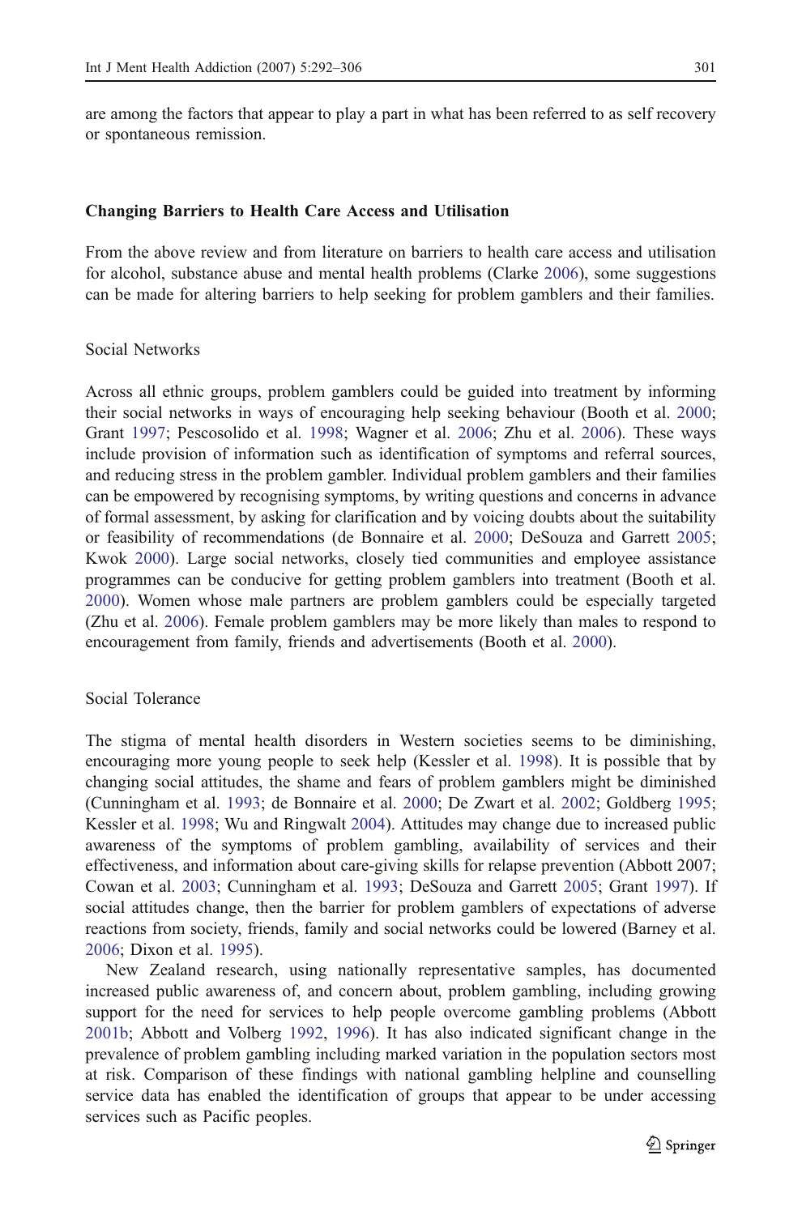are among the factors that appear to play a part in what has been referred to as self recovery or spontaneous remission.

## Changing Barriers to Health Care Access and Utilisation

From the above review and from literature on barriers to health care access and utilisation for alcohol, substance abuse and mental health problems (Clarke 2006), some suggestions can be made for altering barriers to help seeking for problem gamblers and their families.

### Social Networks

Across all ethnic groups, problem gamblers could be guided into treatment by informing their social networks in ways of encouraging help seeking behaviour (Booth et al. 2000; Grant 1997; Pescosolido et al. 1998; Wagner et al. 2006; Zhu et al. 2006). These ways include provision of information such as identification of symptoms and referral sources, and reducing stress in the problem gambler. Individual problem gamblers and their families can be empowered by recognising symptoms, by writing questions and concerns in advance of formal assessment, by asking for clarification and by voicing doubts about the suitability or feasibility of recommendations (de Bonnaire et al. 2000; DeSouza and Garrett 2005; Kwok 2000). Large social networks, closely tied communities and employee assistance programmes can be conducive for getting problem gamblers into treatment (Booth et al. 2000). Women whose male partners are problem gamblers could be especially targeted (Zhu et al. 2006). Female problem gamblers may be more likely than males to respond to encouragement from family, friends and advertisements (Booth et al. 2000).

### Social Tolerance

The stigma of mental health disorders in Western societies seems to be diminishing, encouraging more young people to seek help (Kessler et al. 1998). It is possible that by changing social attitudes, the shame and fears of problem gamblers might be diminished (Cunningham et al. 1993; de Bonnaire et al. 2000; De Zwart et al. 2002; Goldberg 1995; Kessler et al. 1998; Wu and Ringwalt 2004). Attitudes may change due to increased public awareness of the symptoms of problem gambling, availability of services and their effectiveness, and information about care-giving skills for relapse prevention (Abbott 2007; Cowan et al. 2003; Cunningham et al. 1993; DeSouza and Garrett 2005; Grant 1997). If social attitudes change, then the barrier for problem gamblers of expectations of adverse reactions from society, friends, family and social networks could be lowered (Barney et al. 2006; Dixon et al. 1995).

New Zealand research, using nationally representative samples, has documented increased public awareness of, and concern about, problem gambling, including growing support for the need for services to help people overcome gambling problems (Abbott 2001b; Abbott and Volberg 1992, 1996). It has also indicated significant change in the prevalence of problem gambling including marked variation in the population sectors most at risk. Comparison of these findings with national gambling helpline and counselling service data has enabled the identification of groups that appear to be under accessing services such as Pacific peoples.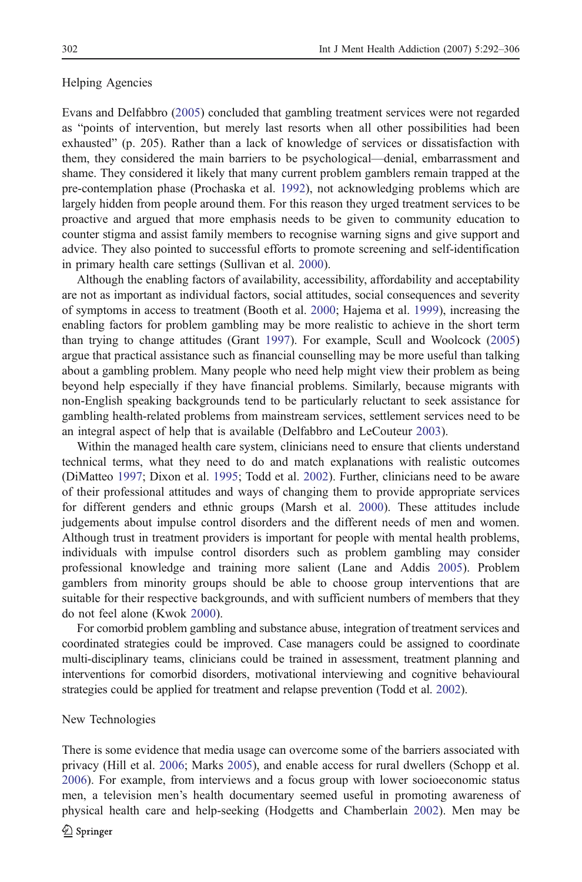### Helping Agencies

Evans and Delfabbro (2005) concluded that gambling treatment services were not regarded as "points of intervention, but merely last resorts when all other possibilities had been exhausted" (p. 205). Rather than a lack of knowledge of services or dissatisfaction with them, they considered the main barriers to be psychological—denial, embarrassment and shame. They considered it likely that many current problem gamblers remain trapped at the pre-contemplation phase (Prochaska et al. 1992), not acknowledging problems which are largely hidden from people around them. For this reason they urged treatment services to be proactive and argued that more emphasis needs to be given to community education to counter stigma and assist family members to recognise warning signs and give support and advice. They also pointed to successful efforts to promote screening and self-identification in primary health care settings (Sullivan et al. 2000).

Although the enabling factors of availability, accessibility, affordability and acceptability are not as important as individual factors, social attitudes, social consequences and severity of symptoms in access to treatment (Booth et al. 2000; Hajema et al. 1999), increasing the enabling factors for problem gambling may be more realistic to achieve in the short term than trying to change attitudes (Grant 1997). For example, Scull and Woolcock (2005) argue that practical assistance such as financial counselling may be more useful than talking about a gambling problem. Many people who need help might view their problem as being beyond help especially if they have financial problems. Similarly, because migrants with non-English speaking backgrounds tend to be particularly reluctant to seek assistance for gambling health-related problems from mainstream services, settlement services need to be an integral aspect of help that is available (Delfabbro and LeCouteur 2003).

Within the managed health care system, clinicians need to ensure that clients understand technical terms, what they need to do and match explanations with realistic outcomes (DiMatteo 1997; Dixon et al. 1995; Todd et al. 2002). Further, clinicians need to be aware of their professional attitudes and ways of changing them to provide appropriate services for different genders and ethnic groups (Marsh et al. 2000). These attitudes include judgements about impulse control disorders and the different needs of men and women. Although trust in treatment providers is important for people with mental health problems, individuals with impulse control disorders such as problem gambling may consider professional knowledge and training more salient (Lane and Addis 2005). Problem gamblers from minority groups should be able to choose group interventions that are suitable for their respective backgrounds, and with sufficient numbers of members that they do not feel alone (Kwok 2000).

For comorbid problem gambling and substance abuse, integration of treatment services and coordinated strategies could be improved. Case managers could be assigned to coordinate multi-disciplinary teams, clinicians could be trained in assessment, treatment planning and interventions for comorbid disorders, motivational interviewing and cognitive behavioural strategies could be applied for treatment and relapse prevention (Todd et al. 2002).

### New Technologies

There is some evidence that media usage can overcome some of the barriers associated with privacy (Hill et al. 2006; Marks 2005), and enable access for rural dwellers (Schopp et al. 2006). For example, from interviews and a focus group with lower socioeconomic status men, a television men's health documentary seemed useful in promoting awareness of physical health care and help-seeking (Hodgetts and Chamberlain 2002). Men may be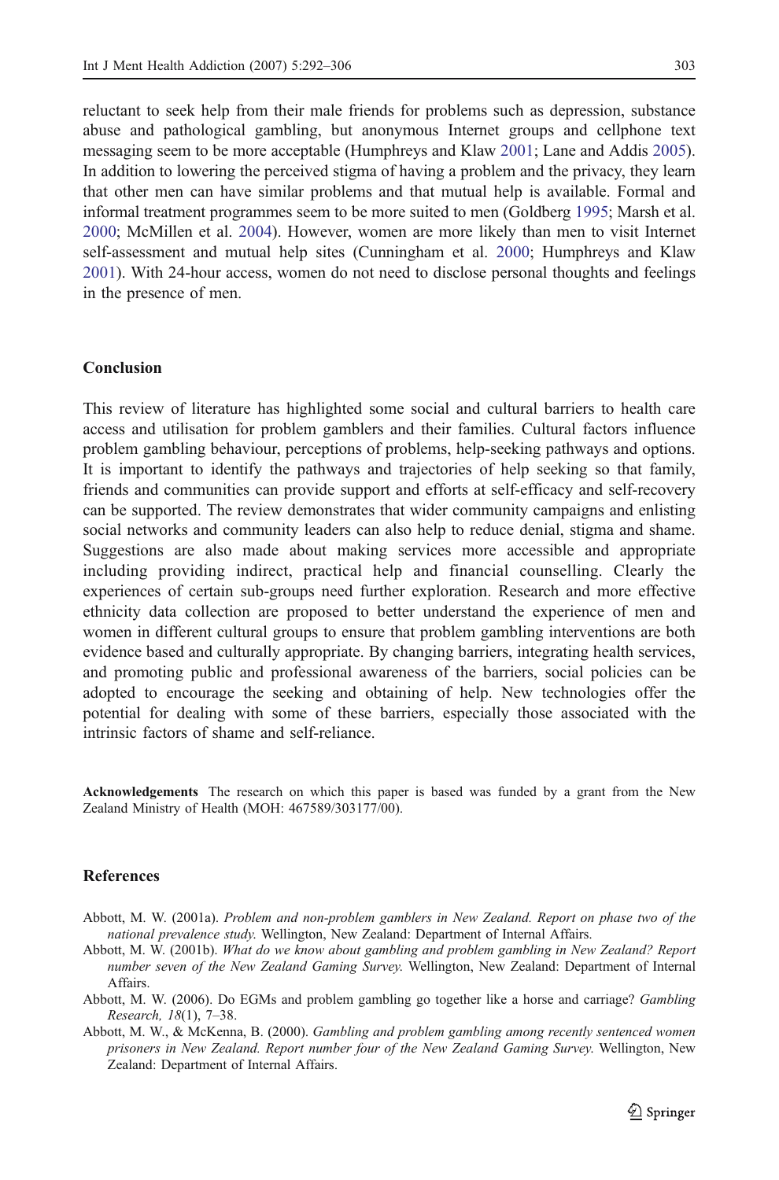reluctant to seek help from their male friends for problems such as depression, substance abuse and pathological gambling, but anonymous Internet groups and cellphone text messaging seem to be more acceptable (Humphreys and Klaw 2001; Lane and Addis 2005). In addition to lowering the perceived stigma of having a problem and the privacy, they learn that other men can have similar problems and that mutual help is available. Formal and informal treatment programmes seem to be more suited to men (Goldberg 1995; Marsh et al. 2000; McMillen et al. 2004). However, women are more likely than men to visit Internet self-assessment and mutual help sites (Cunningham et al. 2000; Humphreys and Klaw 2001). With 24-hour access, women do not need to disclose personal thoughts and feelings in the presence of men.

## Conclusion

This review of literature has highlighted some social and cultural barriers to health care access and utilisation for problem gamblers and their families. Cultural factors influence problem gambling behaviour, perceptions of problems, help-seeking pathways and options. It is important to identify the pathways and trajectories of help seeking so that family, friends and communities can provide support and efforts at self-efficacy and self-recovery can be supported. The review demonstrates that wider community campaigns and enlisting social networks and community leaders can also help to reduce denial, stigma and shame. Suggestions are also made about making services more accessible and appropriate including providing indirect, practical help and financial counselling. Clearly the experiences of certain sub-groups need further exploration. Research and more effective ethnicity data collection are proposed to better understand the experience of men and women in different cultural groups to ensure that problem gambling interventions are both evidence based and culturally appropriate. By changing barriers, integrating health services, and promoting public and professional awareness of the barriers, social policies can be adopted to encourage the seeking and obtaining of help. New technologies offer the potential for dealing with some of these barriers, especially those associated with the intrinsic factors of shame and self-reliance.

**Acknowledgements** The research on which this paper is based was funded by a grant from the New Zealand Ministry of Health (MOH: 467589/303177/00).

## References

Abbott, M. W. (2001a). *Problem and non-problem gamblers in New Zealand. Report on phase two of the national prevalence study.* Wellington, New Zealand: Department of Internal Affairs.

Abbott, M. W. (2001b). *What do we know about gambling and problem gambling in New Zealand? Report number seven of the New Zealand Gaming Survey.* Wellington, New Zealand: Department of Internal Affairs.

Abbott, M. W. (2006). Do EGMs and problem gambling go together like a horse and carriage? *Gambling Research, 18*(1), 7–38.

Abbott, M. W., & McKenna, B. (2000). *Gambling and problem gambling among recently sentenced women prisoners in New Zealand. Report number four of the New Zealand Gaming Survey.* Wellington, New Zealand: Department of Internal Affairs.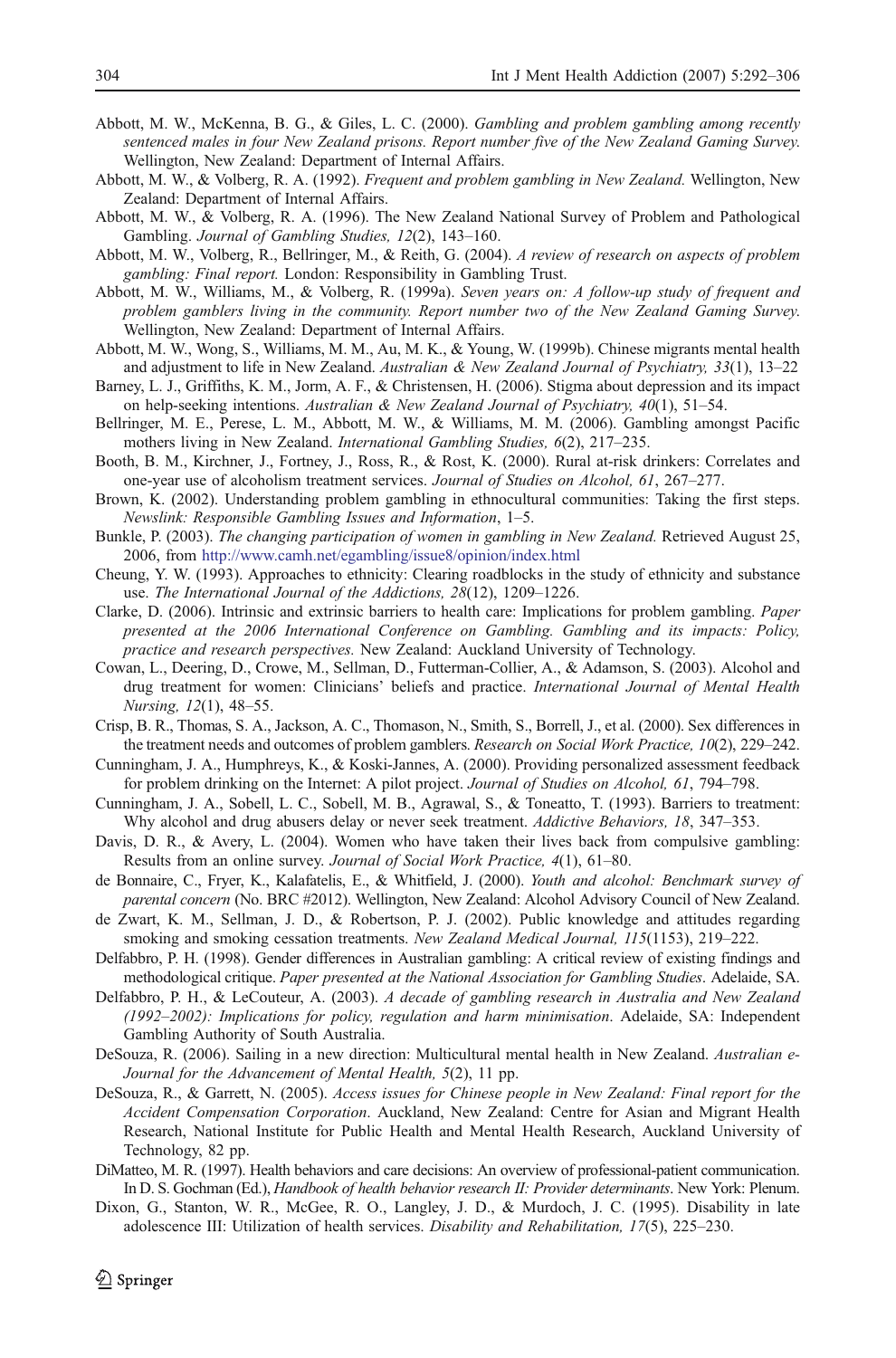Abbott, M. W., McKenna, B. G., & Giles, L. C. (2000). *Gambling and problem gambling among recently sentenced males in four New Zealand prisons. Report number five of the New Zealand Gaming Survey.* Wellington, New Zealand: Department of Internal Affairs.

Abbott, M. W., & Volberg, R. A. (1992). *Frequent and problem gambling in New Zealand.* Wellington, New Zealand: Department of Internal Affairs.

Abbott, M. W., & Volberg, R. A. (1996). The New Zealand National Survey of Problem and Pathological Gambling. *Journal of Gambling Studies, 12*(2), 143–160.

Abbott, M. W., Volberg, R., Bellringer, M., & Reith, G. (2004). *A review of research on aspects of problem gambling: Final report.* London: Responsibility in Gambling Trust.

Abbott, M. W., Williams, M., & Volberg, R. (1999a). *Seven years on: A follow-up study of frequent and problem gamblers living in the community. Report number two of the New Zealand Gaming Survey.* Wellington, New Zealand: Department of Internal Affairs.

Abbott, M. W., Wong, S., Williams, M. M., Au, M. K., & Young, W. (1999b). Chinese migrants mental health and adjustment to life in New Zealand. *Australian & New Zealand Journal of Psychiatry, 33*(1), 13–22

Barney, L. J., Griffiths, K. M., Jorm, A. F., & Christensen, H. (2006). Stigma about depression and its impact on help-seeking intentions. *Australian & New Zealand Journal of Psychiatry, 40*(1), 51–54.

Bellringer, M. E., Perese, L. M., Abbott, M. W., & Williams, M. M. (2006). Gambling amongst Pacific mothers living in New Zealand. *International Gambling Studies, 6*(2), 217–235.

Booth, B. M., Kirchner, J., Fortney, J., Ross, R., & Rost, K. (2000). Rural at-risk drinkers: Correlates and one-year use of alcoholism treatment services. *Journal of Studies on Alcohol, 61*, 267–277.

Brown, K. (2002). Understanding problem gambling in ethnocultural communities: Taking the first steps. *Newslink: Responsible Gambling Issues and Information*, 1–5.

Bunkle, P. (2003). *The changing participation of women in gambling in New Zealand.* Retrieved August 25, 2006, from http://www.camh.net/egambling/issue8/opinion/index.html

Cheung, Y. W. (1993). Approaches to ethnicity: Clearing roadblocks in the study of ethnicity and substance use. *The International Journal of the Addictions, 28*(12), 1209–1226.

Clarke, D. (2006). Intrinsic and extrinsic barriers to health care: Implications for problem gambling. *Paper presented at the 2006 International Conference on Gambling. Gambling and its impacts: Policy, practice and research perspectives.* New Zealand: Auckland University of Technology.

Cowan, L., Deering, D., Crowe, M., Sellman, D., Futterman-Collier, A., & Adamson, S. (2003). Alcohol and drug treatment for women: Clinicians' beliefs and practice. *International Journal of Mental Health Nursing, 12*(1), 48–55.

Crisp, B. R., Thomas, S. A., Jackson, A. C., Thomason, N., Smith, S., Borrell, J., et al. (2000). Sex differences in the treatment needs and outcomes of problem gamblers. *Research on Social Work Practice, 10*(2), 229–242.

Cunningham, J. A., Humphreys, K., & Koski-Jannes, A. (2000). Providing personalized assessment feedback for problem drinking on the Internet: A pilot project. *Journal of Studies on Alcohol, 61*, 794–798.

Cunningham, J. A., Sobell, L. C., Sobell, M. B., Agrawal, S., & Toneatto, T. (1993). Barriers to treatment: Why alcohol and drug abusers delay or never seek treatment. *Addictive Behaviors, 18*, 347–353.

Davis, D. R., & Avery, L. (2004). Women who have taken their lives back from compulsive gambling: Results from an online survey. *Journal of Social Work Practice, 4*(1), 61–80.

de Bonnaire, C., Fryer, K., Kalafatelis, E., & Whitfield, J. (2000). *Youth and alcohol: Benchmark survey of parental concern* (No. BRC #2012). Wellington, New Zealand: Alcohol Advisory Council of New Zealand.

de Zwart, K. M., Sellman, J. D., & Robertson, P. J. (2002). Public knowledge and attitudes regarding smoking and smoking cessation treatments. *New Zealand Medical Journal, 115*(1153), 219–222.

Delfabbro, P. H. (1998). Gender differences in Australian gambling: A critical review of existing findings and methodological critique. *Paper presented at the National Association for Gambling Studies*. Adelaide, SA.

Delfabbro, P. H., & LeCouteur, A. (2003). *A decade of gambling research in Australia and New Zealand (1992–2002): Implications for policy, regulation and harm minimisation*. Adelaide, SA: Independent Gambling Authority of South Australia.

DeSouza, R. (2006). Sailing in a new direction: Multicultural mental health in New Zealand. *Australian e-Journal for the Advancement of Mental Health, 5*(2), 11 pp.

DeSouza, R., & Garrett, N. (2005). *Access issues for Chinese people in New Zealand: Final report for the Accident Compensation Corporation*. Auckland, New Zealand: Centre for Asian and Migrant Health Research, National Institute for Public Health and Mental Health Research, Auckland University of Technology, 82 pp.

DiMatteo, M. R. (1997). Health behaviors and care decisions: An overview of professional-patient communication. In D. S. Gochman (Ed.), *Handbook of health behavior research II: Provider determinants*. New York: Plenum.

Dixon, G., Stanton, W. R., McGee, R. O., Langley, J. D., & Murdoch, J. C. (1995). Disability in late adolescence III: Utilization of health services. *Disability and Rehabilitation, 17*(5), 225–230.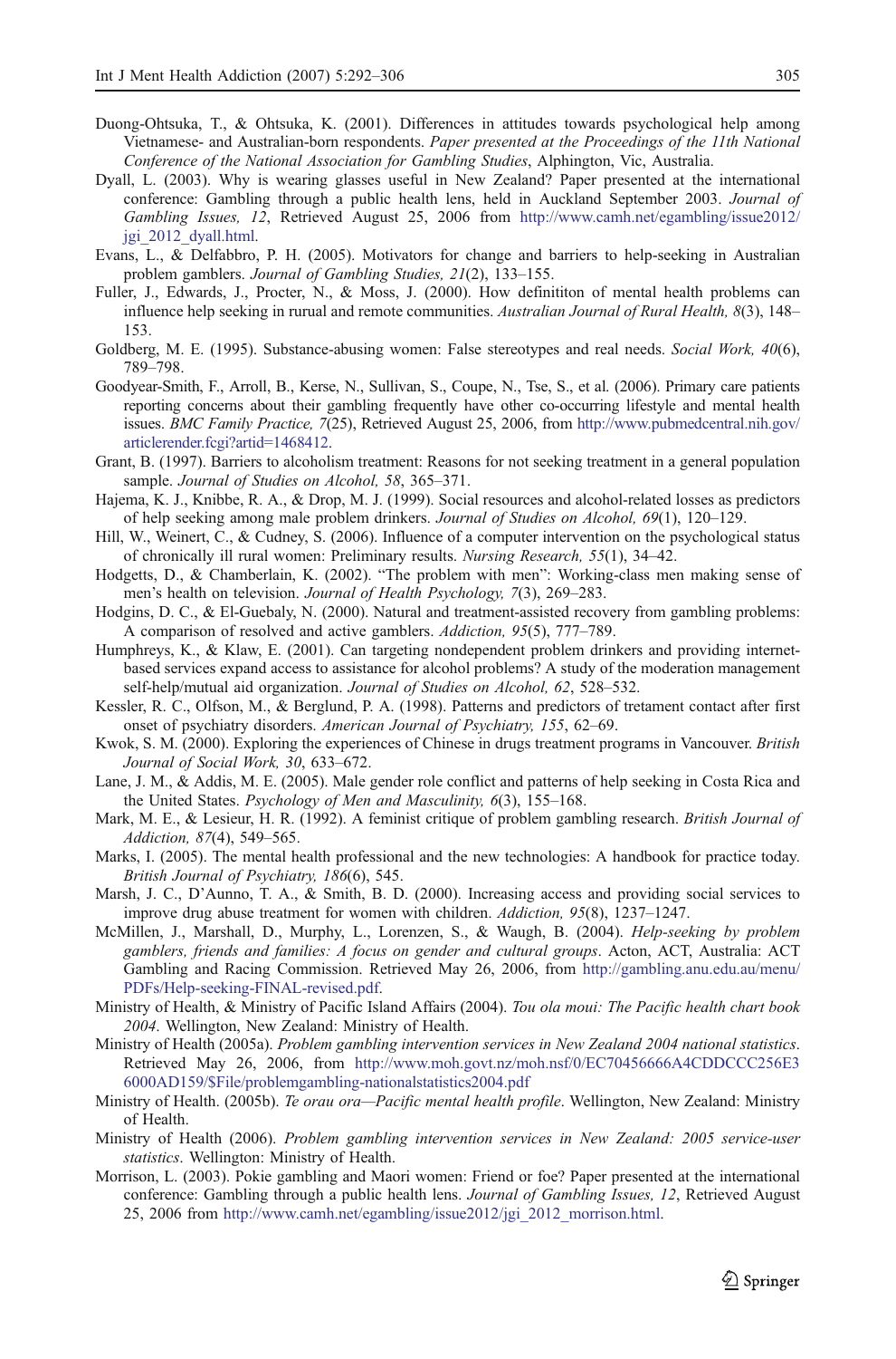Duong-Ohtsuka, T., & Ohtsuka, K. (2001). Differences in attitudes towards psychological help among Vietnamese- and Australian-born respondents. *Paper presented at the Proceedings of the 11th National Conference of the National Association for Gambling Studies*, Alphington, Vic, Australia.

Dyall, L. (2003). Why is wearing glasses useful in New Zealand? Paper presented at the international conference: Gambling through a public health lens, held in Auckland September 2003. *Journal of Gambling Issues, 12*, Retrieved August 25, 2006 from http://www.camh.net/egambling/issue2012/jgi_2012_dyall.html.

Evans, L., & Delfabbro, P. H. (2005). Motivators for change and barriers to help-seeking in Australian problem gamblers. *Journal of Gambling Studies, 21*(2), 133–155.

Fuller, J., Edwards, J., Procter, N., & Moss, J. (2000). How definititon of mental health problems can influence help seeking in rurual and remote communities. *Australian Journal of Rural Health, 8*(3), 148–153.

Goldberg, M. E. (1995). Substance-abusing women: False stereotypes and real needs. *Social Work, 40*(6), 789–798.

Goodyear-Smith, F., Arroll, B., Kerse, N., Sullivan, S., Coupe, N., Tse, S., et al. (2006). Primary care patients reporting concerns about their gambling frequently have other co-occurring lifestyle and mental health issues. *BMC Family Practice, 7*(25), Retrieved August 25, 2006, from http://www.pubmedcentral.nih.gov/articlerender.fcgi?artid=1468412.

Grant, B. (1997). Barriers to alcoholism treatment: Reasons for not seeking treatment in a general population sample. *Journal of Studies on Alcohol, 58*, 365–371.

Hajema, K. J., Knibbe, R. A., & Drop, M. J. (1999). Social resources and alcohol-related losses as predictors of help seeking among male problem drinkers. *Journal of Studies on Alcohol, 69*(1), 120–129.

Hill, W., Weinert, C., & Cudney, S. (2006). Influence of a computer intervention on the psychological status of chronically ill rural women: Preliminary results. *Nursing Research, 55*(1), 34–42.

Hodgetts, D., & Chamberlain, K. (2002). "The problem with men": Working-class men making sense of men's health on television. *Journal of Health Psychology, 7*(3), 269–283.

Hodgins, D. C., & El-Guebaly, N. (2000). Natural and treatment-assisted recovery from gambling problems: A comparison of resolved and active gamblers. *Addiction, 95*(5), 777–789.

Humphreys, K., & Klaw, E. (2001). Can targeting nondependent problem drinkers and providing internet-based services expand access to assistance for alcohol problems? A study of the moderation management self-help/mutual aid organization. *Journal of Studies on Alcohol, 62*, 528–532.

Kessler, R. C., Olfson, M., & Berglund, P. A. (1998). Patterns and predictors of tretament contact after first onset of psychiatry disorders. *American Journal of Psychiatry, 155*, 62–69.

Kwok, S. M. (2000). Exploring the experiences of Chinese in drugs treatment programs in Vancouver. *British Journal of Social Work, 30*, 633–672.

Lane, J. M., & Addis, M. E. (2005). Male gender role conflict and patterns of help seeking in Costa Rica and the United States. *Psychology of Men and Masculinity, 6*(3), 155–168.

Mark, M. E., & Lesieur, H. R. (1992). A feminist critique of problem gambling research. *British Journal of Addiction, 87*(4), 549–565.

Marks, I. (2005). The mental health professional and the new technologies: A handbook for practice today. *British Journal of Psychiatry, 186*(6), 545.

Marsh, J. C., D'Aunno, T. A., & Smith, B. D. (2000). Increasing access and providing social services to improve drug abuse treatment for women with children. *Addiction, 95*(8), 1237–1247.

McMillen, J., Marshall, D., Murphy, L., Lorenzen, S., & Waugh, B. (2004). *Help-seeking by problem gamblers, friends and families: A focus on gender and cultural groups*. Acton, ACT, Australia: ACT Gambling and Racing Commission. Retrieved May 26, 2006, from http://gambling.anu.edu.au/menu/PDFs/Help-seeking-FINAL-revised.pdf.

Ministry of Health, & Ministry of Pacific Island Affairs (2004). *Tou ola moui: The Pacific health chart book 2004*. Wellington, New Zealand: Ministry of Health.

Ministry of Health (2005a). *Problem gambling intervention services in New Zealand 2004 national statistics*. Retrieved May 26, 2006, from http://www.moh.govt.nz/moh.nsf/0/EC70456666A4CDDCCC256E36000AD159/$File/problemgambling-nationalstatistics2004.pdf

Ministry of Health. (2005b). *Te orau ora—Pacific mental health profile*. Wellington, New Zealand: Ministry of Health.

Ministry of Health (2006). *Problem gambling intervention services in New Zealand: 2005 service-user statistics*. Wellington: Ministry of Health.

Morrison, L. (2003). Pokie gambling and Maori women: Friend or foe? Paper presented at the international conference: Gambling through a public health lens. *Journal of Gambling Issues, 12*, Retrieved August 25, 2006 from http://www.camh.net/egambling/issue2012/jgi_2012_morrison.html.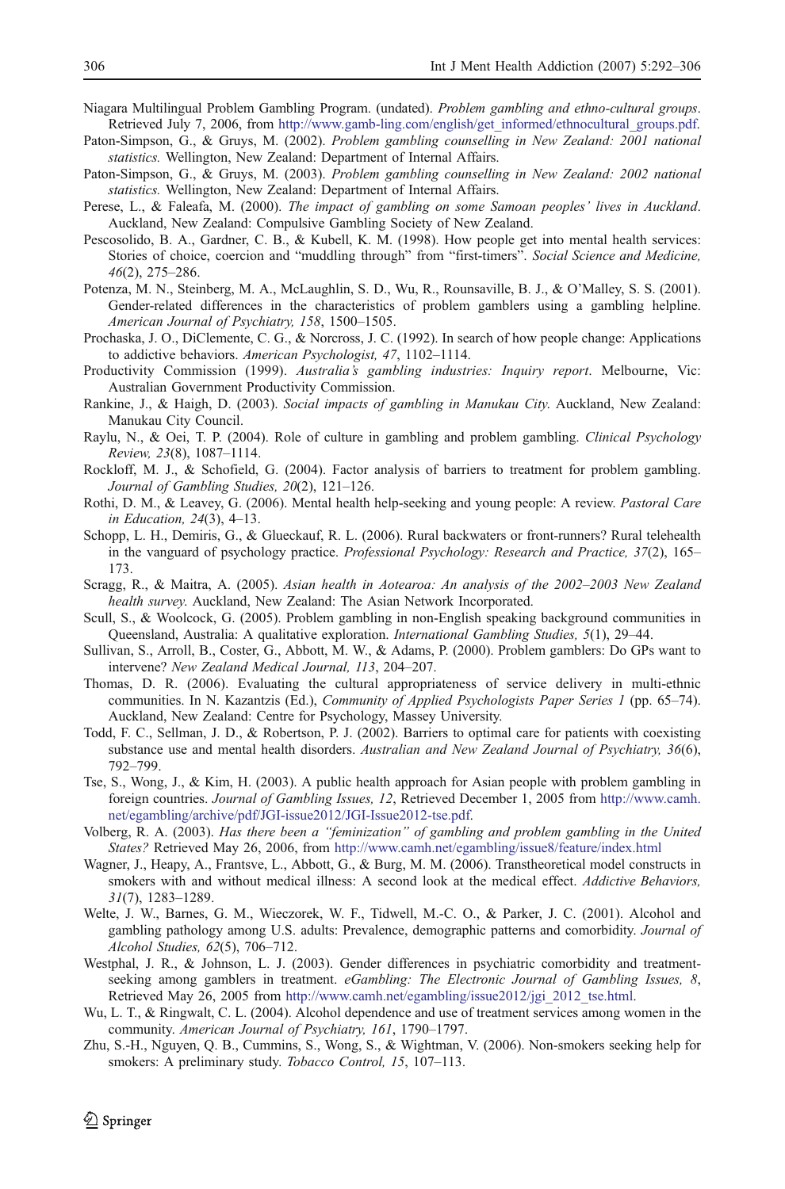Niagara Multilingual Problem Gambling Program. (undated). *Problem gambling and ethno-cultural groups*. Retrieved July 7, 2006, from http://www.gamb-ling.com/english/get_informed/ethnocultural_groups.pdf.

Paton-Simpson, G., & Gruys, M. (2002). *Problem gambling counselling in New Zealand: 2001 national statistics.* Wellington, New Zealand: Department of Internal Affairs.

Paton-Simpson, G., & Gruys, M. (2003). *Problem gambling counselling in New Zealand: 2002 national statistics.* Wellington, New Zealand: Department of Internal Affairs.

Perese, L., & Faleafa, M. (2000). *The impact of gambling on some Samoan peoples' lives in Auckland*. Auckland, New Zealand: Compulsive Gambling Society of New Zealand.

Pescosolido, B. A., Gardner, C. B., & Kubell, K. M. (1998). How people get into mental health services: Stories of choice, coercion and "muddling through" from "first-timers". *Social Science and Medicine, 46*(2), 275–286.

Potenza, M. N., Steinberg, M. A., McLaughlin, S. D., Wu, R., Rounsaville, B. J., & O'Malley, S. S. (2001). Gender-related differences in the characteristics of problem gamblers using a gambling helpline. *American Journal of Psychiatry, 158*, 1500–1505.

Prochaska, J. O., DiClemente, C. G., & Norcross, J. C. (1992). In search of how people change: Applications to addictive behaviors. *American Psychologist, 47*, 1102–1114.

Productivity Commission (1999). *Australia's gambling industries: Inquiry report*. Melbourne, Vic: Australian Government Productivity Commission.

Rankine, J., & Haigh, D. (2003). *Social impacts of gambling in Manukau City.* Auckland, New Zealand: Manukau City Council.

Raylu, N., & Oei, T. P. (2004). Role of culture in gambling and problem gambling. *Clinical Psychology Review, 23*(8), 1087–1114.

Rockloff, M. J., & Schofield, G. (2004). Factor analysis of barriers to treatment for problem gambling. *Journal of Gambling Studies, 20*(2), 121–126.

Rothi, D. M., & Leavey, G. (2006). Mental health help-seeking and young people: A review. *Pastoral Care in Education, 24*(3), 4–13.

Schopp, L. H., Demiris, G., & Glueckauf, R. L. (2006). Rural backwaters or front-runners? Rural telehealth in the vanguard of psychology practice. *Professional Psychology: Research and Practice, 37*(2), 165–173.

Scragg, R., & Maitra, A. (2005). *Asian health in Aotearoa: An analysis of the 2002–2003 New Zealand health survey.* Auckland, New Zealand: The Asian Network Incorporated.

Scull, S., & Woolcock, G. (2005). Problem gambling in non-English speaking background communities in Queensland, Australia: A qualitative exploration. *International Gambling Studies, 5*(1), 29–44.

Sullivan, S., Arroll, B., Coster, G., Abbott, M. W., & Adams, P. (2000). Problem gamblers: Do GPs want to intervene? *New Zealand Medical Journal, 113*, 204–207.

Thomas, D. R. (2006). Evaluating the cultural appropriateness of service delivery in multi-ethnic communities. In N. Kazantzis (Ed.), *Community of Applied Psychologists Paper Series 1* (pp. 65–74). Auckland, New Zealand: Centre for Psychology, Massey University.

Todd, F. C., Sellman, J. D., & Robertson, P. J. (2002). Barriers to optimal care for patients with coexisting substance use and mental health disorders. *Australian and New Zealand Journal of Psychiatry, 36*(6), 792–799.

Tse, S., Wong, J., & Kim, H. (2003). A public health approach for Asian people with problem gambling in foreign countries. *Journal of Gambling Issues, 12*, Retrieved December 1, 2005 from http://www.camh.net/egambling/archive/pdf/JGI-issue2012/JGI-Issue2012-tse.pdf.

Volberg, R. A. (2003). *Has there been a "feminization" of gambling and problem gambling in the United States?* Retrieved May 26, 2006, from http://www.camh.net/egambling/issue8/feature/index.html

Wagner, J., Heapy, A., Frantsve, L., Abbott, G., & Burg, M. M. (2006). Transtheoretical model constructs in smokers with and without medical illness: A second look at the medical effect. *Addictive Behaviors, 31*(7), 1283–1289.

Welte, J. W., Barnes, G. M., Wieczorek, W. F., Tidwell, M.-C. O., & Parker, J. C. (2001). Alcohol and gambling pathology among U.S. adults: Prevalence, demographic patterns and comorbidity. *Journal of Alcohol Studies, 62*(5), 706–712.

Westphal, J. R., & Johnson, L. J. (2003). Gender differences in psychiatric comorbidity and treatment-seeking among gamblers in treatment. *eGambling: The Electronic Journal of Gambling Issues, 8*, Retrieved May 26, 2005 from http://www.camh.net/egambling/issue2012/jgi_2012_tse.html.

Wu, L. T., & Ringwalt, C. L. (2004). Alcohol dependence and use of treatment services among women in the community. *American Journal of Psychiatry, 161*, 1790–1797.

Zhu, S.-H., Nguyen, Q. B., Cummins, S., Wong, S., & Wightman, V. (2006). Non-smokers seeking help for smokers: A preliminary study. *Tobacco Control, 15*, 107–113.